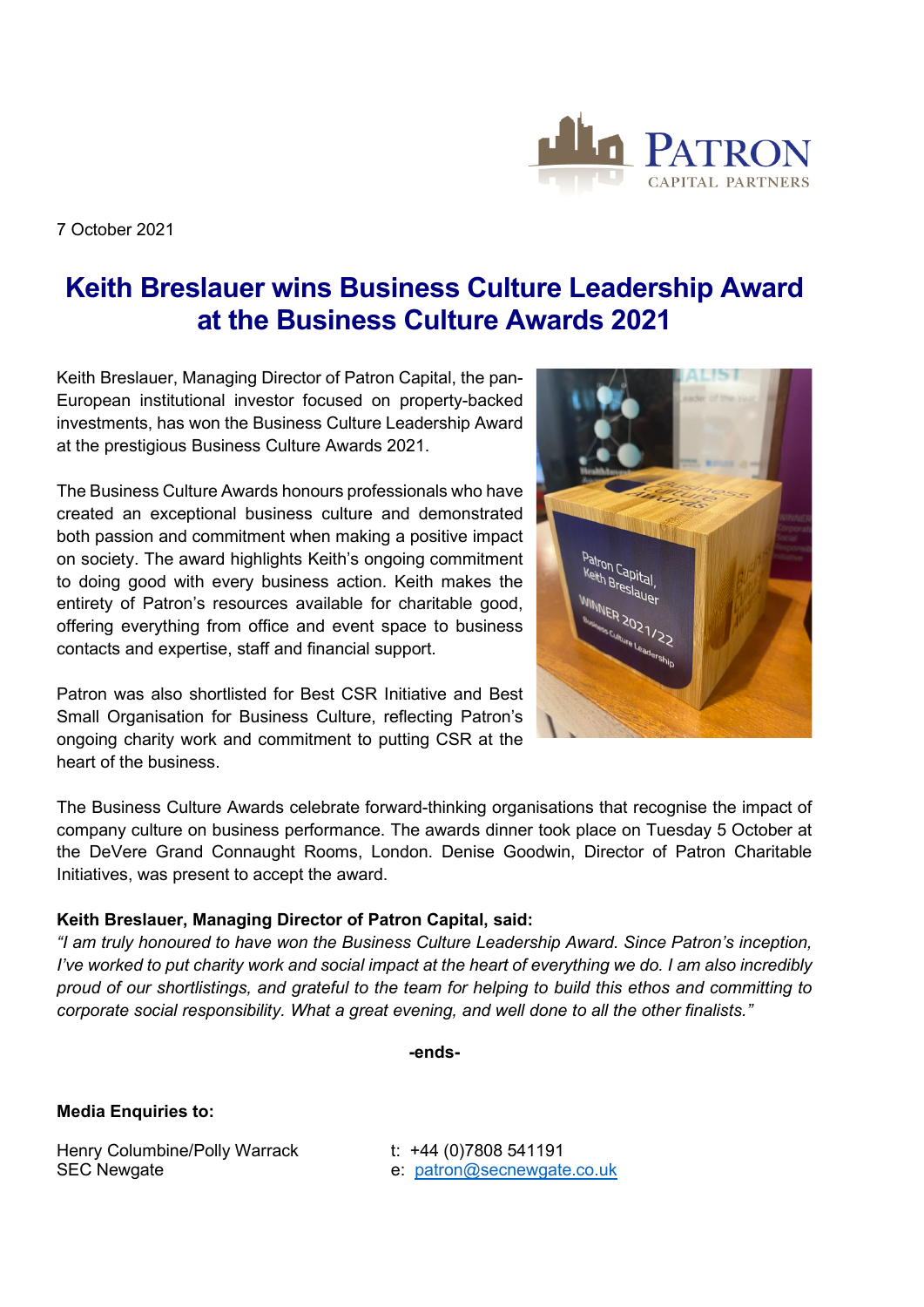7 October 2021

# Keith Breslauer wins Business Culture Leadership Award at the Business Culture Awards 2021

Keith Breslauer, Managing Director of Patron Capital, the pan-European institutional investor focused on property-backed investments, has won the Business Culture Leadership Award at the prestigious Business Culture Awards 2021.

The Business Culture Awards honours professionals who have created an exceptional business culture and demonstrated both passion and commitment when making a positive impact on society. The award highlights Keith's ongoing commitment to doing good with every business action. Keith makes the entirety of Patron's resources available for charitable good, offering everything from office and event space to business contacts and expertise, staff and financial support.

Patron was also shortlisted for Best CSR Initiative and Best Small Organisation for Business Culture, reflecting Patron's ongoing charity work and commitment to putting CSR at the heart of the business.

The Business Culture Awards celebrate forward-thinking organisations that recognise the impact of company culture on business performance. The awards dinner took place on Tuesday 5 October at the DeVere Grand Connaught Rooms, London. Denise Goodwin, Director of Patron Charitable Initiatives, was present to accept the award.

**Keith Breslauer, Managing Director of Patron Capital, said:**

*"I am truly honoured to have won the Business Culture Leadership Award. Since Patron's inception, I've worked to put charity work and social impact at the heart of everything we do. I am also incredibly proud of our shortlistings, and grateful to the team for helping to build this ethos and committing to corporate social responsibility. What a great evening, and well done to all the other finalists."*

**-ends-**

**Media Enquiries to:**

Henry Columbine/Polly Warrack
SEC Newgate

t: +44 (0)7808 541191
e: patron@secnewgate.co.uk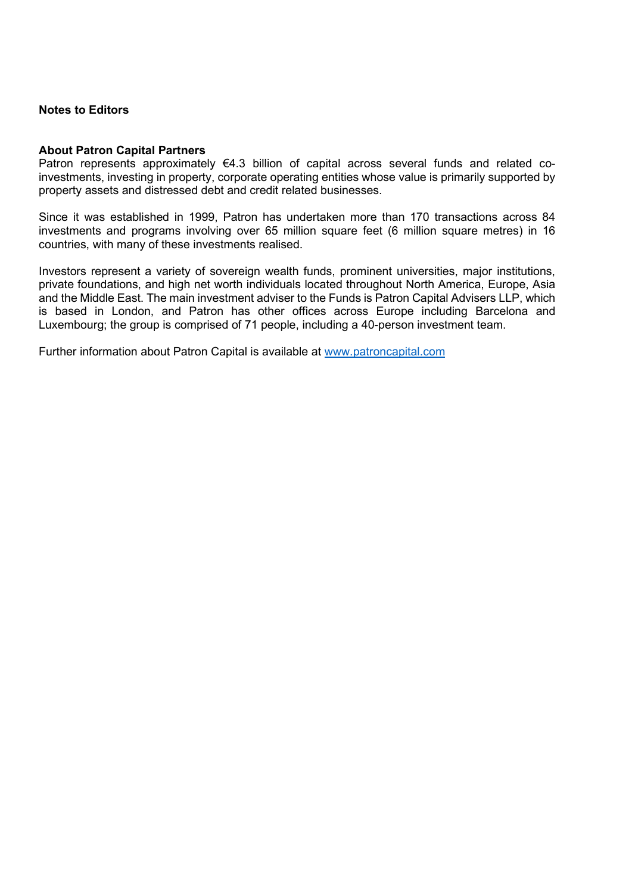**Notes to Editors**

**About Patron Capital Partners**
Patron represents approximately €4.3 billion of capital across several funds and related co-investments, investing in property, corporate operating entities whose value is primarily supported by property assets and distressed debt and credit related businesses.

Since it was established in 1999, Patron has undertaken more than 170 transactions across 84 investments and programs involving over 65 million square feet (6 million square metres) in 16 countries, with many of these investments realised.

Investors represent a variety of sovereign wealth funds, prominent universities, major institutions, private foundations, and high net worth individuals located throughout North America, Europe, Asia and the Middle East. The main investment adviser to the Funds is Patron Capital Advisers LLP, which is based in London, and Patron has other offices across Europe including Barcelona and Luxembourg; the group is comprised of 71 people, including a 40-person investment team.

Further information about Patron Capital is available at [www.patroncapital.com](http://www.patroncapital.com)